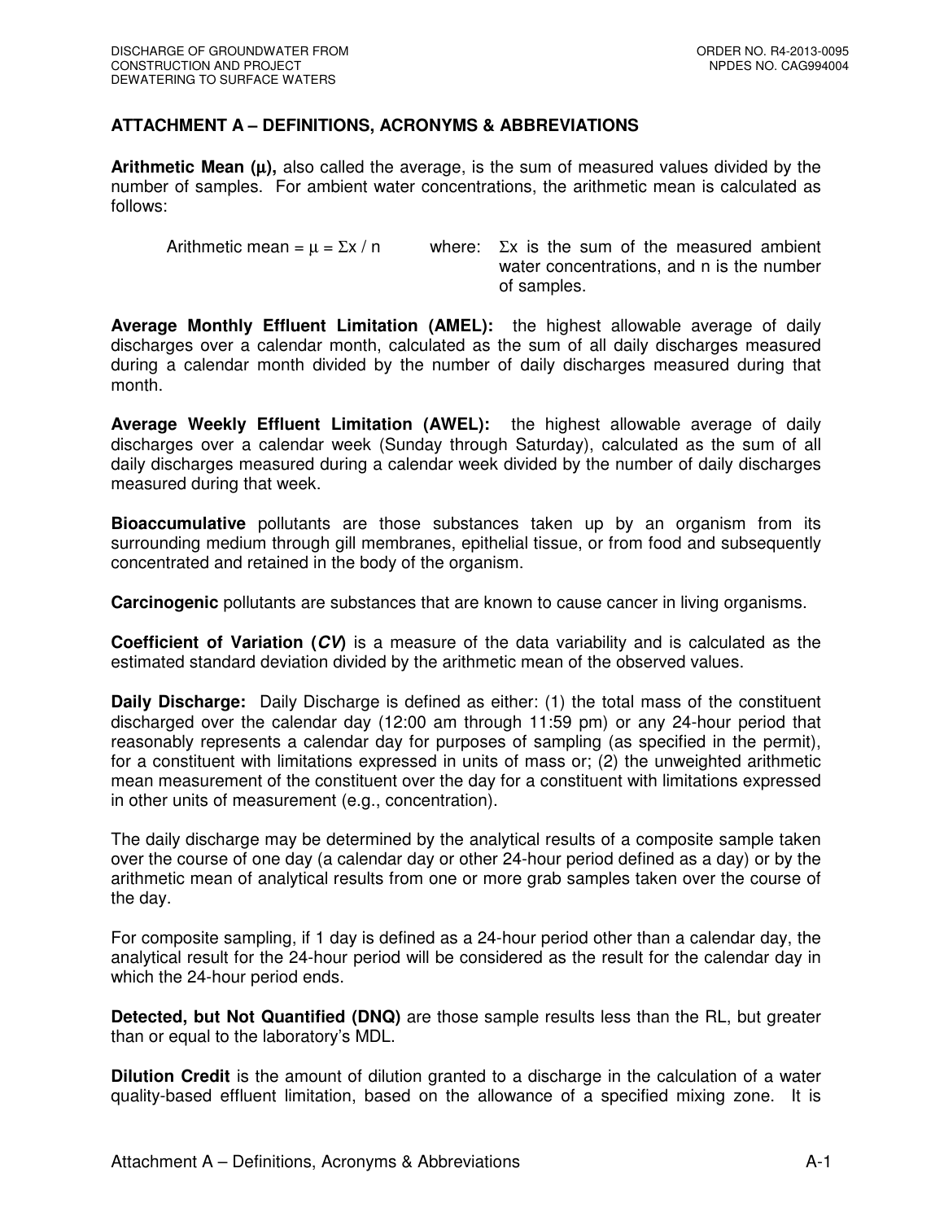## ATTACHMENT A – DEFINITIONS, ACRONYMS & ABBREVIATIONS

**Arithmetic Mean ($\mu$),** also called the average, is the sum of measured values divided by the number of samples. For ambient water concentrations, the arithmetic mean is calculated as follows:

Arithmetic mean = $\mu = \Sigma x / n$ where: $\Sigma x$ is the sum of the measured ambient water concentrations, and n is the number of samples.

**Average Monthly Effluent Limitation (AMEL):** the highest allowable average of daily discharges over a calendar month, calculated as the sum of all daily discharges measured during a calendar month divided by the number of daily discharges measured during that month.

**Average Weekly Effluent Limitation (AWEL):** the highest allowable average of daily discharges over a calendar week (Sunday through Saturday), calculated as the sum of all daily discharges measured during a calendar week divided by the number of daily discharges measured during that week.

**Bioaccumulative** pollutants are those substances taken up by an organism from its surrounding medium through gill membranes, epithelial tissue, or from food and subsequently concentrated and retained in the body of the organism.

**Carcinogenic** pollutants are substances that are known to cause cancer in living organisms.

**Coefficient of Variation (*CV*)** is a measure of the data variability and is calculated as the estimated standard deviation divided by the arithmetic mean of the observed values.

**Daily Discharge:** Daily Discharge is defined as either: (1) the total mass of the constituent discharged over the calendar day (12:00 am through 11:59 pm) or any 24-hour period that reasonably represents a calendar day for purposes of sampling (as specified in the permit), for a constituent with limitations expressed in units of mass or; (2) the unweighted arithmetic mean measurement of the constituent over the day for a constituent with limitations expressed in other units of measurement (e.g., concentration).

The daily discharge may be determined by the analytical results of a composite sample taken over the course of one day (a calendar day or other 24-hour period defined as a day) or by the arithmetic mean of analytical results from one or more grab samples taken over the course of the day.

For composite sampling, if 1 day is defined as a 24-hour period other than a calendar day, the analytical result for the 24-hour period will be considered as the result for the calendar day in which the 24-hour period ends.

**Detected, but Not Quantified (DNQ)** are those sample results less than the RL, but greater than or equal to the laboratory's MDL.

**Dilution Credit** is the amount of dilution granted to a discharge in the calculation of a water quality-based effluent limitation, based on the allowance of a specified mixing zone. It is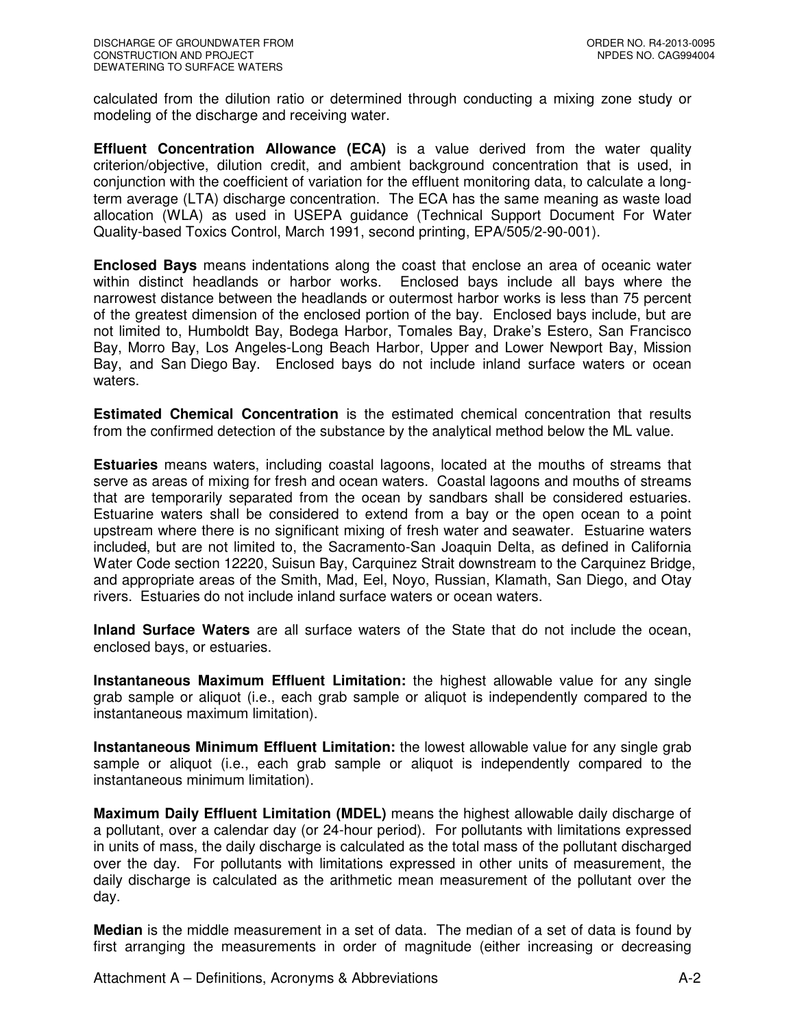calculated from the dilution ratio or determined through conducting a mixing zone study or modeling of the discharge and receiving water.

**Effluent Concentration Allowance (ECA)** is a value derived from the water quality criterion/objective, dilution credit, and ambient background concentration that is used, in conjunction with the coefficient of variation for the effluent monitoring data, to calculate a long-term average (LTA) discharge concentration. The ECA has the same meaning as waste load allocation (WLA) as used in USEPA guidance (Technical Support Document For Water Quality-based Toxics Control, March 1991, second printing, EPA/505/2-90-001).

**Enclosed Bays** means indentations along the coast that enclose an area of oceanic water within distinct headlands or harbor works. Enclosed bays include all bays where the narrowest distance between the headlands or outermost harbor works is less than 75 percent of the greatest dimension of the enclosed portion of the bay. Enclosed bays include, but are not limited to, Humboldt Bay, Bodega Harbor, Tomales Bay, Drake's Estero, San Francisco Bay, Morro Bay, Los Angeles-Long Beach Harbor, Upper and Lower Newport Bay, Mission Bay, and San Diego Bay. Enclosed bays do not include inland surface waters or ocean waters.

**Estimated Chemical Concentration** is the estimated chemical concentration that results from the confirmed detection of the substance by the analytical method below the ML value.

**Estuaries** means waters, including coastal lagoons, located at the mouths of streams that serve as areas of mixing for fresh and ocean waters. Coastal lagoons and mouths of streams that are temporarily separated from the ocean by sandbars shall be considered estuaries. Estuarine waters shall be considered to extend from a bay or the open ocean to a point upstream where there is no significant mixing of fresh water and seawater. Estuarine waters include~~d~~, but are not limited to, the Sacramento-San Joaquin Delta, as defined in California Water Code section 12220, Suisun Bay, Carquinez Strait downstream to the Carquinez Bridge, and appropriate areas of the Smith, Mad, Eel, Noyo, Russian, Klamath, San Diego, and Otay rivers. Estuaries do not include inland surface waters or ocean waters.

**Inland Surface Waters** are all surface waters of the State that do not include the ocean, enclosed bays, or estuaries.

**Instantaneous Maximum Effluent Limitation:** the highest allowable value for any single grab sample or aliquot (i.e., each grab sample or aliquot is independently compared to the instantaneous maximum limitation).

**Instantaneous Minimum Effluent Limitation:** the lowest allowable value for any single grab sample or aliquot (i.e., each grab sample or aliquot is independently compared to the instantaneous minimum limitation).

**Maximum Daily Effluent Limitation (MDEL)** means the highest allowable daily discharge of a pollutant, over a calendar day (or 24-hour period). For pollutants with limitations expressed in units of mass, the daily discharge is calculated as the total mass of the pollutant discharged over the day. For pollutants with limitations expressed in other units of measurement, the daily discharge is calculated as the arithmetic mean measurement of the pollutant over the day.

**Median** is the middle measurement in a set of data. The median of a set of data is found by first arranging the measurements in order of magnitude (either increasing or decreasing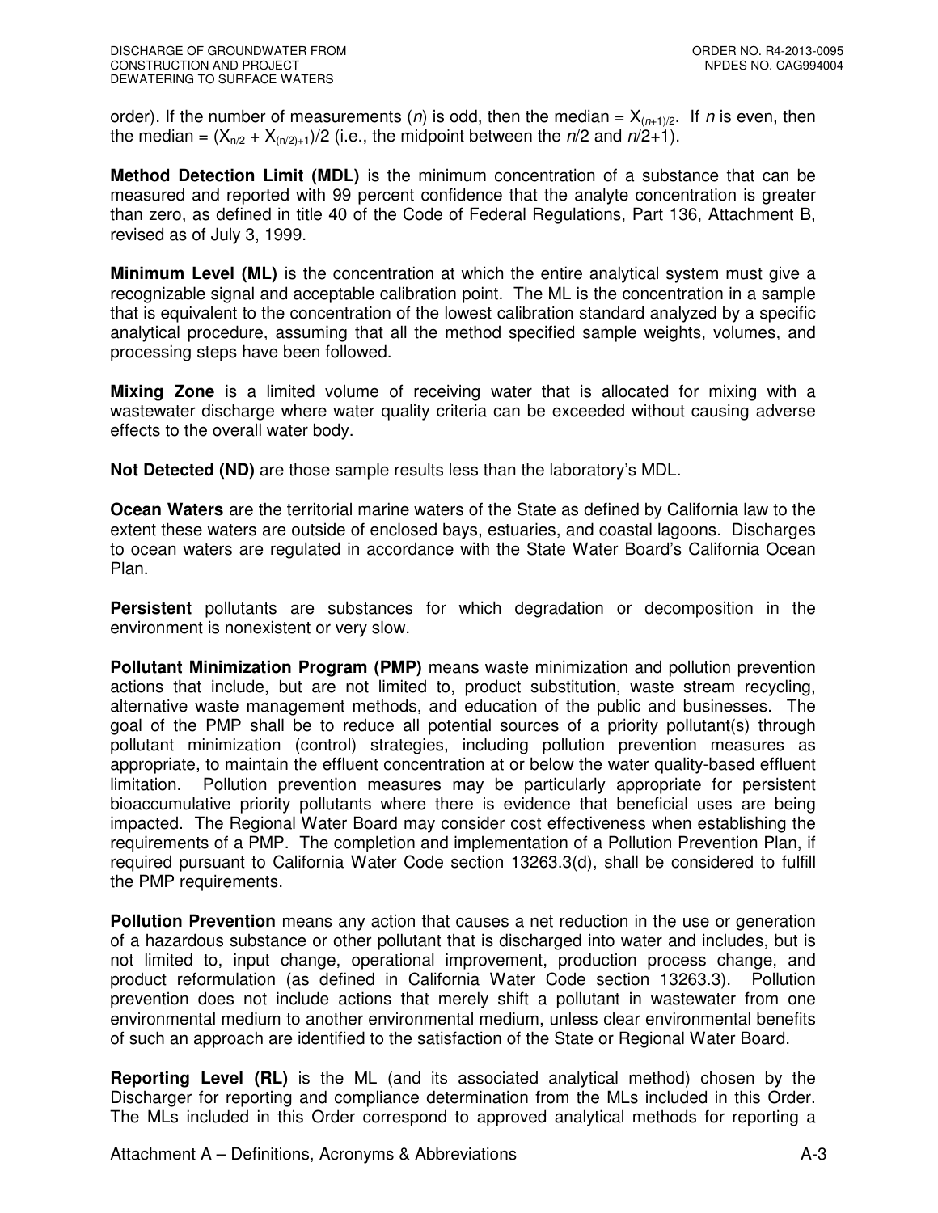order). If the number of measurements ($n$) is odd, then the median = $X_{(n+1)/2}$. If $n$ is even, then the median = $(X_{n/2} + X_{(n/2)+1})/2$ (i.e., the midpoint between the $n$/2 and $n$/2+1).

**Method Detection Limit (MDL)** is the minimum concentration of a substance that can be measured and reported with 99 percent confidence that the analyte concentration is greater than zero, as defined in title 40 of the Code of Federal Regulations, Part 136, Attachment B, revised as of July 3, 1999.

**Minimum Level (ML)** is the concentration at which the entire analytical system must give a recognizable signal and acceptable calibration point. The ML is the concentration in a sample that is equivalent to the concentration of the lowest calibration standard analyzed by a specific analytical procedure, assuming that all the method specified sample weights, volumes, and processing steps have been followed.

**Mixing Zone** is a limited volume of receiving water that is allocated for mixing with a wastewater discharge where water quality criteria can be exceeded without causing adverse effects to the overall water body.

**Not Detected (ND)** are those sample results less than the laboratory's MDL.

**Ocean Waters** are the territorial marine waters of the State as defined by California law to the extent these waters are outside of enclosed bays, estuaries, and coastal lagoons. Discharges to ocean waters are regulated in accordance with the State Water Board's California Ocean Plan.

**Persistent** pollutants are substances for which degradation or decomposition in the environment is nonexistent or very slow.

**Pollutant Minimization Program (PMP)** means waste minimization and pollution prevention actions that include, but are not limited to, product substitution, waste stream recycling, alternative waste management methods, and education of the public and businesses. The goal of the PMP shall be to reduce all potential sources of a priority pollutant(s) through pollutant minimization (control) strategies, including pollution prevention measures as appropriate, to maintain the effluent concentration at or below the water quality-based effluent limitation. Pollution prevention measures may be particularly appropriate for persistent bioaccumulative priority pollutants where there is evidence that beneficial uses are being impacted. The Regional Water Board may consider cost effectiveness when establishing the requirements of a PMP. The completion and implementation of a Pollution Prevention Plan, if required pursuant to California Water Code section 13263.3(d), shall be considered to fulfill the PMP requirements.

**Pollution Prevention** means any action that causes a net reduction in the use or generation of a hazardous substance or other pollutant that is discharged into water and includes, but is not limited to, input change, operational improvement, production process change, and product reformulation (as defined in California Water Code section 13263.3). Pollution prevention does not include actions that merely shift a pollutant in wastewater from one environmental medium to another environmental medium, unless clear environmental benefits of such an approach are identified to the satisfaction of the State or Regional Water Board.

**Reporting Level (RL)** is the ML (and its associated analytical method) chosen by the Discharger for reporting and compliance determination from the MLs included in this Order. The MLs included in this Order correspond to approved analytical methods for reporting a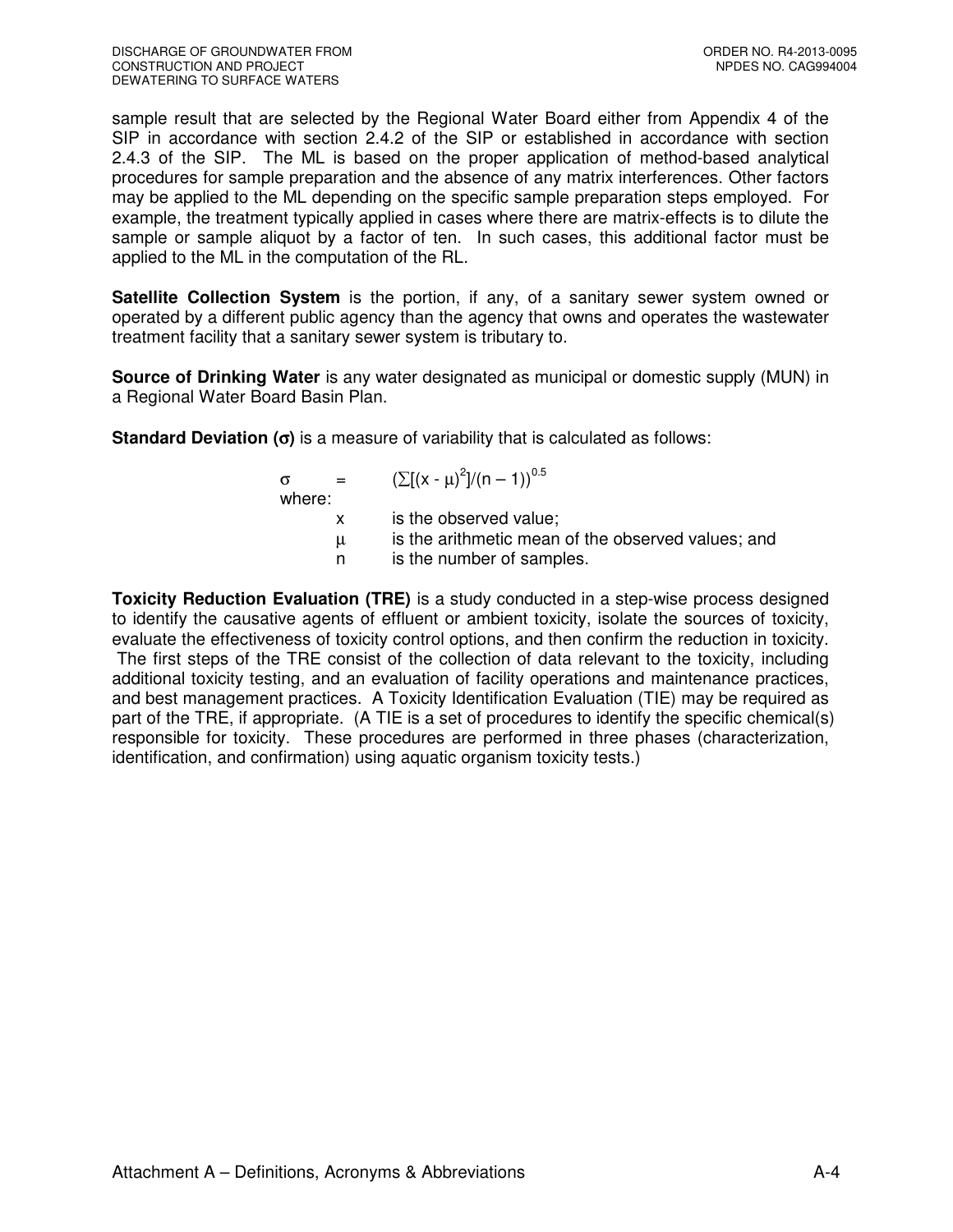sample result that are selected by the Regional Water Board either from Appendix 4 of the SIP in accordance with section 2.4.2 of the SIP or established in accordance with section 2.4.3 of the SIP. The ML is based on the proper application of method-based analytical procedures for sample preparation and the absence of any matrix interferences. Other factors may be applied to the ML depending on the specific sample preparation steps employed. For example, the treatment typically applied in cases where there are matrix-effects is to dilute the sample or sample aliquot by a factor of ten. In such cases, this additional factor must be applied to the ML in the computation of the RL.

**Satellite Collection System** is the portion, if any, of a sanitary sewer system owned or operated by a different public agency than the agency that owns and operates the wastewater treatment facility that a sanitary sewer system is tributary to.

**Source of Drinking Water** is any water designated as municipal or domestic supply (MUN) in a Regional Water Board Basin Plan.

**Standard Deviation ($\sigma$)** is a measure of variability that is calculated as follows:

$$\sigma = (\sum[(x - \mu)^2]/(n - 1))^{0.5}$$

where:

- $x$ is the observed value;
- $\mu$ is the arithmetic mean of the observed values; and
- $n$ is the number of samples.

**Toxicity Reduction Evaluation (TRE)** is a study conducted in a step-wise process designed to identify the causative agents of effluent or ambient toxicity, isolate the sources of toxicity, evaluate the effectiveness of toxicity control options, and then confirm the reduction in toxicity. The first steps of the TRE consist of the collection of data relevant to the toxicity, including additional toxicity testing, and an evaluation of facility operations and maintenance practices, and best management practices. A Toxicity Identification Evaluation (TIE) may be required as part of the TRE, if appropriate. (A TIE is a set of procedures to identify the specific chemical(s) responsible for toxicity. These procedures are performed in three phases (characterization, identification, and confirmation) using aquatic organism toxicity tests.)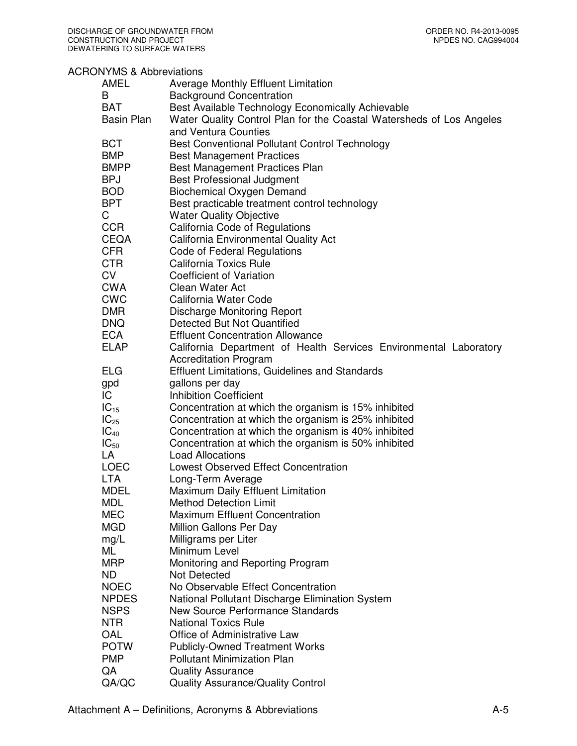ACRONYMS & Abbreviations

| | |
|---|---|
| AMEL | Average Monthly Effluent Limitation |
| B | Background Concentration |
| BAT | Best Available Technology Economically Achievable |
| Basin Plan | Water Quality Control Plan for the Coastal Watersheds of Los Angeles and Ventura Counties |
| BCT | Best Conventional Pollutant Control Technology |
| BMP | Best Management Practices |
| BMPP | Best Management Practices Plan |
| BPJ | Best Professional Judgment |
| BOD | Biochemical Oxygen Demand |
| BPT | Best practicable treatment control technology |
| C | Water Quality Objective |
| CCR | California Code of Regulations |
| CEQA | California Environmental Quality Act |
| CFR | Code of Federal Regulations |
| CTR | California Toxics Rule |
| CV | Coefficient of Variation |
| CWA | Clean Water Act |
| CWC | California Water Code |
| DMR | Discharge Monitoring Report |
| DNQ | Detected But Not Quantified |
| ECA | Effluent Concentration Allowance |
| ELAP | California Department of Health Services Environmental Laboratory Accreditation Program |
| ELG | Effluent Limitations, Guidelines and Standards |
| gpd | gallons per day |
| IC | Inhibition Coefficient |
| $IC_{15}$ | Concentration at which the organism is 15% inhibited |
| $IC_{25}$ | Concentration at which the organism is 25% inhibited |
| $IC_{40}$ | Concentration at which the organism is 40% inhibited |
| $IC_{50}$ | Concentration at which the organism is 50% inhibited |
| LA | Load Allocations |
| LOEC | Lowest Observed Effect Concentration |
| LTA | Long-Term Average |
| MDEL | Maximum Daily Effluent Limitation |
| MDL | Method Detection Limit |
| MEC | Maximum Effluent Concentration |
| MGD | Million Gallons Per Day |
| mg/L | Milligrams per Liter |
| ML | Minimum Level |
| MRP | Monitoring and Reporting Program |
| ND | Not Detected |
| NOEC | No Observable Effect Concentration |
| NPDES | National Pollutant Discharge Elimination System |
| NSPS | New Source Performance Standards |
| NTR | National Toxics Rule |
| OAL | Office of Administrative Law |
| POTW | Publicly-Owned Treatment Works |
| PMP | Pollutant Minimization Plan |
| QA | Quality Assurance |
| QA/QC | Quality Assurance/Quality Control |

Attachment A – Definitions, Acronyms & Abbreviations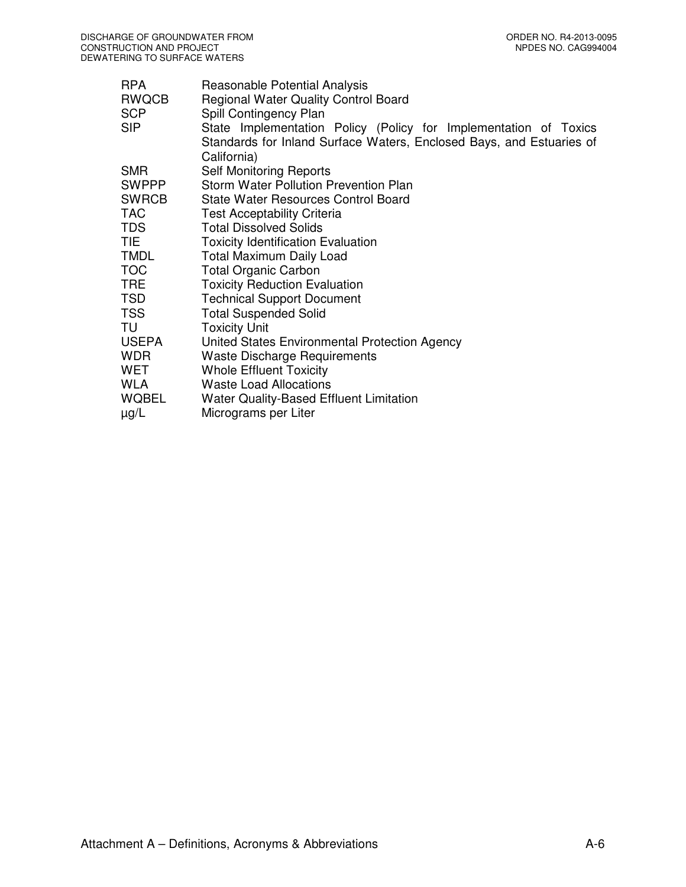| | |
|---|---|
| RPA | Reasonable Potential Analysis |
| RWQCB | Regional Water Quality Control Board |
| SCP | Spill Contingency Plan |
| SIP | State Implementation Policy (Policy for Implementation of Toxics Standards for Inland Surface Waters, Enclosed Bays, and Estuaries of California) |
| SMR | Self Monitoring Reports |
| SWPPP | Storm Water Pollution Prevention Plan |
| SWRCB | State Water Resources Control Board |
| TAC | Test Acceptability Criteria |
| TDS | Total Dissolved Solids |
| TIE | Toxicity Identification Evaluation |
| TMDL | Total Maximum Daily Load |
| TOC | Total Organic Carbon |
| TRE | Toxicity Reduction Evaluation |
| TSD | Technical Support Document |
| TSS | Total Suspended Solid |
| TU | Toxicity Unit |
| USEPA | United States Environmental Protection Agency |
| WDR | Waste Discharge Requirements |
| WET | Whole Effluent Toxicity |
| WLA | Waste Load Allocations |
| WQBEL | Water Quality-Based Effluent Limitation |
| µg/L | Micrograms per Liter |